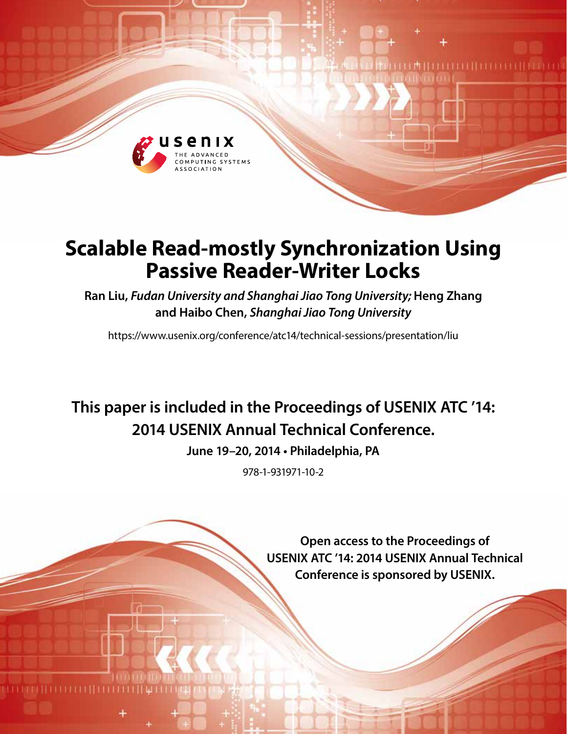# Scalable Read-mostly Synchronization Using Passive Reader-Writer Locks

**Ran Liu,** ***Fudan University and Shanghai Jiao Tong University;*** **Heng Zhang and Haibo Chen,** ***Shanghai Jiao Tong University***

https://www.usenix.org/conference/atc14/technical-sessions/presentation/liu

**This paper is included in the Proceedings of USENIX ATC '14: 2014 USENIX Annual Technical Conference.**

**June 19–20, 2014 • Philadelphia, PA**

978-1-931971-10-2

**Open access to the Proceedings of USENIX ATC '14: 2014 USENIX Annual Technical Conference is sponsored by USENIX.**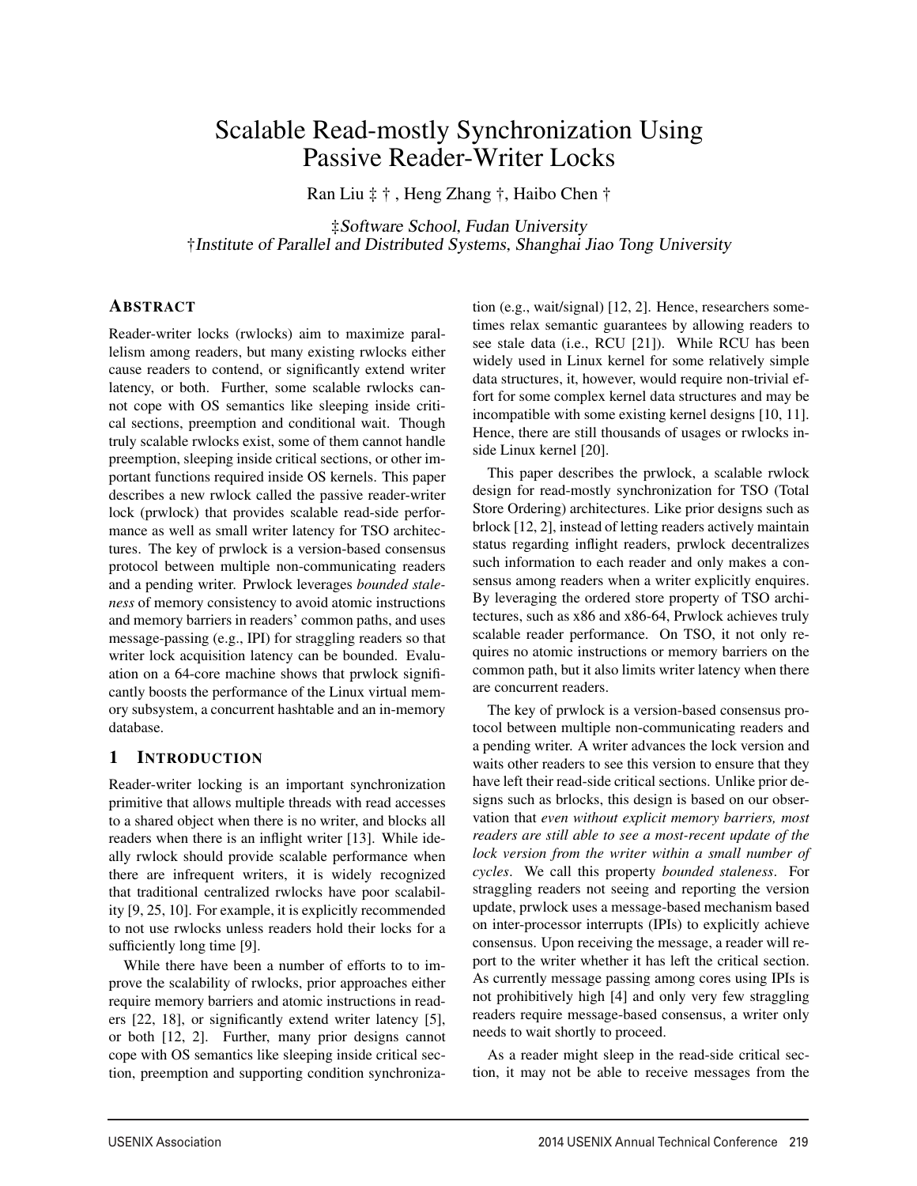# Scalable Read-mostly Synchronization Using Passive Reader-Writer Locks

Ran Liu ‡ † , Heng Zhang †, Haibo Chen †

‡*Software School, Fudan University*
†*Institute of Parallel and Distributed Systems, Shanghai Jiao Tong University*

## ABSTRACT

Reader-writer locks (rwlocks) aim to maximize parallelism among readers, but many existing rwlocks either cause readers to contend, or significantly extend writer latency, or both. Further, some scalable rwlocks cannot cope with OS semantics like sleeping inside critical sections, preemption and conditional wait. Though truly scalable rwlocks exist, some of them cannot handle preemption, sleeping inside critical sections, or other important functions required inside OS kernels. This paper describes a new rwlock called the passive reader-writer lock (prwlock) that provides scalable read-side performance as well as small writer latency for TSO architectures. The key of prwlock is a version-based consensus protocol between multiple non-communicating readers and a pending writer. Prwlock leverages *bounded staleness* of memory consistency to avoid atomic instructions and memory barriers in readers' common paths, and uses message-passing (e.g., IPI) for straggling readers so that writer lock acquisition latency can be bounded. Evaluation on a 64-core machine shows that prwlock significantly boosts the performance of the Linux virtual memory subsystem, a concurrent hashtable and an in-memory database.

## 1 INTRODUCTION

Reader-writer locking is an important synchronization primitive that allows multiple threads with read accesses to a shared object when there is no writer, and blocks all readers when there is an inflight writer [13]. While ideally rwlock should provide scalable performance when there are infrequent writers, it is widely recognized that traditional centralized rwlocks have poor scalability [9, 25, 10]. For example, it is explicitly recommended to not use rwlocks unless readers hold their locks for a sufficiently long time [9].

While there have been a number of efforts to to improve the scalability of rwlocks, prior approaches either require memory barriers and atomic instructions in readers [22, 18], or significantly extend writer latency [5], or both [12, 2]. Further, many prior designs cannot cope with OS semantics like sleeping inside critical section, preemption and supporting condition synchronization (e.g., wait/signal) [12, 2]. Hence, researchers sometimes relax semantic guarantees by allowing readers to see stale data (i.e., RCU [21]). While RCU has been widely used in Linux kernel for some relatively simple data structures, it, however, would require non-trivial effort for some complex kernel data structures and may be incompatible with some existing kernel designs [10, 11]. Hence, there are still thousands of usages or rwlocks inside Linux kernel [20].

This paper describes the prwlock, a scalable rwlock design for read-mostly synchronization for TSO (Total Store Ordering) architectures. Like prior designs such as brlock [12, 2], instead of letting readers actively maintain status regarding inflight readers, prwlock decentralizes such information to each reader and only makes a consensus among readers when a writer explicitly enquires. By leveraging the ordered store property of TSO architectures, such as x86 and x86-64, Prwlock achieves truly scalable reader performance. On TSO, it not only requires no atomic instructions or memory barriers on the common path, but it also limits writer latency when there are concurrent readers.

The key of prwlock is a version-based consensus protocol between multiple non-communicating readers and a pending writer. A writer advances the lock version and waits other readers to see this version to ensure that they have left their read-side critical sections. Unlike prior designs such as brlocks, this design is based on our observation that *even without explicit memory barriers, most readers are still able to see a most-recent update of the lock version from the writer within a small number of cycles*. We call this property *bounded staleness*. For straggling readers not seeing and reporting the version update, prwlock uses a message-based mechanism based on inter-processor interrupts (IPIs) to explicitly achieve consensus. Upon receiving the message, a reader will report to the writer whether it has left the critical section. As currently message passing among cores using IPIs is not prohibitively high [4] and only very few straggling readers require message-based consensus, a writer only needs to wait shortly to proceed.

As a reader might sleep in the read-side critical section, it may not be able to receive messages from the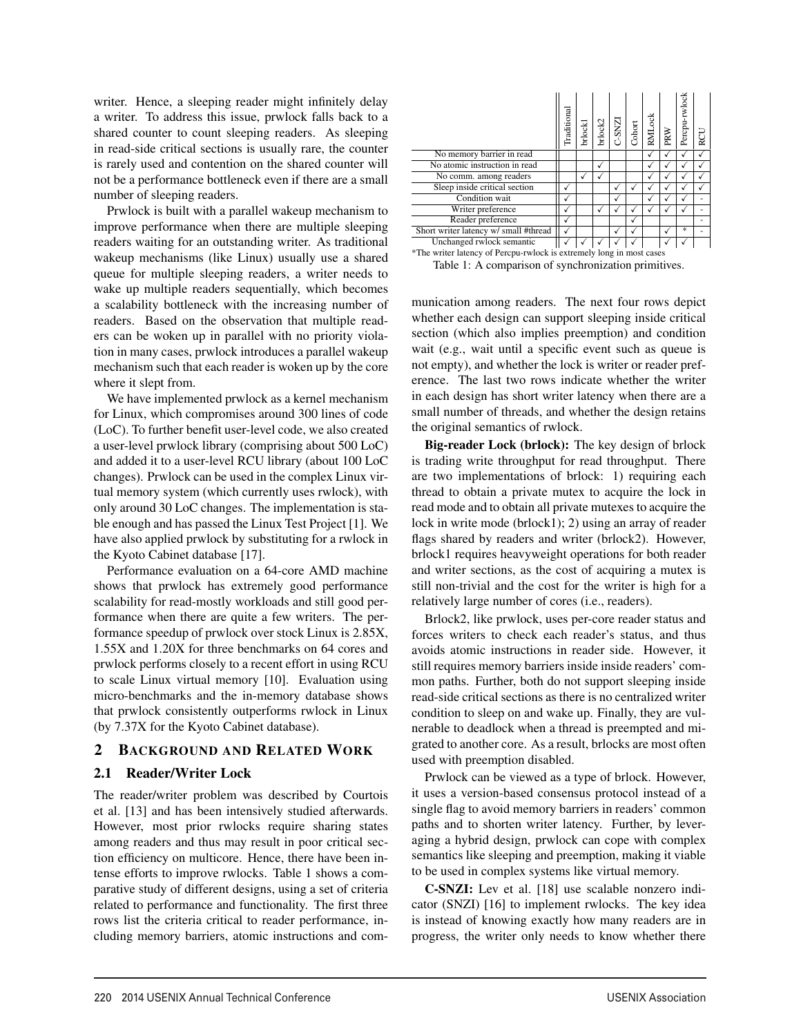writer. Hence, a sleeping reader might infinitely delay a writer. To address this issue, prwlock falls back to a shared counter to count sleeping readers. As sleeping in read-side critical sections is usually rare, the counter is rarely used and contention on the shared counter will not be a performance bottleneck even if there are a small number of sleeping readers.

Prwlock is built with a parallel wakeup mechanism to improve performance when there are multiple sleeping readers waiting for an outstanding writer. As traditional wakeup mechanisms (like Linux) usually use a shared queue for multiple sleeping readers, a writer needs to wake up multiple readers sequentially, which becomes a scalability bottleneck with the increasing number of readers. Based on the observation that multiple readers can be woken up in parallel with no priority violation in many cases, prwlock introduces a parallel wakeup mechanism such that each reader is woken up by the core where it slept from.

We have implemented prwlock as a kernel mechanism for Linux, which compromises around 300 lines of code (LoC). To further benefit user-level code, we also created a user-level prwlock library (comprising about 500 LoC) and added it to a user-level RCU library (about 100 LoC changes). Prwlock can be used in the complex Linux virtual memory system (which currently uses rwlock), with only around 30 LoC changes. The implementation is stable enough and has passed the Linux Test Project [1]. We have also applied prwlock by substituting for a rwlock in the Kyoto Cabinet database [17].

Performance evaluation on a 64-core AMD machine shows that prwlock has extremely good performance scalability for read-mostly workloads and still good performance when there are quite a few writers. The performance speedup of prwlock over stock Linux is 2.85X, 1.55X and 1.20X for three benchmarks on 64 cores and prwlock performs closely to a recent effort in using RCU to scale Linux virtual memory [10]. Evaluation using micro-benchmarks and the in-memory database shows that prwlock consistently outperforms rwlock in Linux (by 7.37X for the Kyoto Cabinet database).

## 2 Background and Related Work

### 2.1 Reader/Writer Lock

The reader/writer problem was described by Courtois et al. [13] and has been intensively studied afterwards. However, most prior rwlocks require sharing states among readers and thus may result in poor critical section efficiency on multicore. Hence, there have been intense efforts to improve rwlocks. Table 1 shows a comparative study of different designs, using a set of criteria related to performance and functionality. The first three rows list the criteria critical to reader performance, including memory barriers, atomic instructions and communication among readers. The next four rows depict whether each design can support sleeping inside critical section (which also implies preemption) and condition wait (e.g., wait until a specific event such as queue is not empty), and whether the lock is writer or reader preference. The last two rows indicate whether the writer in each design has short writer latency when there are a small number of threads, and whether the design retains the original semantics of rwlock.

| | Traditional | brlock1 | brlock2 | C-SNZI | Cohort | RMLock | PRW | Percpu-rwlock | RCU |
|---|---|---|---|---|---|---|---|---|---|
| No memory barrier in read | | | | | | ✓ | ✓ | ✓ | ✓ |
| No atomic instruction in read | | | ✓ | | | ✓ | ✓ | ✓ | ✓ |
| No comm. among readers | | ✓ | ✓ | | | ✓ | ✓ | ✓ | ✓ |
| Sleep inside critical section | ✓ | | | ✓ | ✓ | ✓ | ✓ | ✓ | ✓ |
| Condition wait | ✓ | | | ✓ | | ✓ | ✓ | ✓ | - |
| Writer preference | ✓ | | ✓ | ✓ | ✓ | ✓ | ✓ | ✓ | - |
| Reader preference | ✓ | | | | ✓ | | | | - |
| Short writer latency w/ small #thread | ✓ | | | ✓ | ✓ | | ✓ | * | - |
| Unchanged rwlock semantic | ✓ | ✓ | ✓ | ✓ | ✓ | | ✓ | ✓ | |

*The writer latency of Percpu-rwlock is extremely long in most cases

Table 1: A comparison of synchronization primitives.

**Big-reader Lock (brlock):** The key design of brlock is trading write throughput for read throughput. There are two implementations of brlock: 1) requiring each thread to obtain a private mutex to acquire the lock in read mode and to obtain all private mutexes to acquire the lock in write mode (brlock1); 2) using an array of reader flags shared by readers and writer (brlock2). However, brlock1 requires heavyweight operations for both reader and writer sections, as the cost of acquiring a mutex is still non-trivial and the cost for the writer is high for a relatively large number of cores (i.e., readers).

Brlock2, like prwlock, uses per-core reader status and forces writers to check each reader's status, and thus avoids atomic instructions in reader side. However, it still requires memory barriers inside inside readers' common paths. Further, both do not support sleeping inside read-side critical sections as there is no centralized writer condition to sleep on and wake up. Finally, they are vulnerable to deadlock when a thread is preempted and migrated to another core. As a result, brlocks are most often used with preemption disabled.

Prwlock can be viewed as a type of brlock. However, it uses a version-based consensus protocol instead of a single flag to avoid memory barriers in readers' common paths and to shorten writer latency. Further, by leveraging a hybrid design, prwlock can cope with complex semantics like sleeping and preemption, making it viable to be used in complex systems like virtual memory.

**C-SNZI:** Lev et al. [18] use scalable nonzero indicator (SNZI) [16] to implement rwlocks. The key idea is instead of knowing exactly how many readers are in progress, the writer only needs to know whether there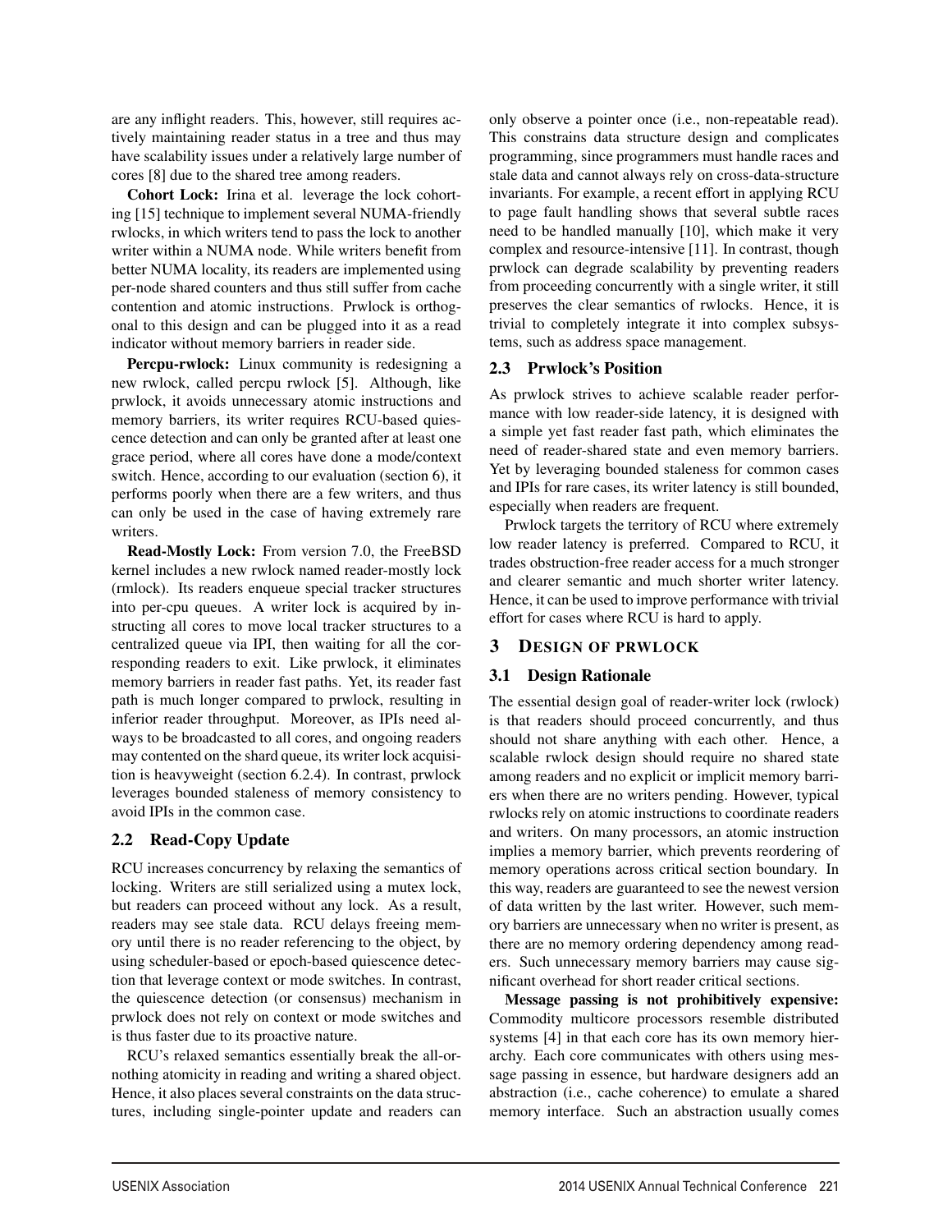are any inflight readers. This, however, still requires actively maintaining reader status in a tree and thus may have scalability issues under a relatively large number of cores [8] due to the shared tree among readers.

**Cohort Lock:** Irina et al. leverage the lock cohorting [15] technique to implement several NUMA-friendly rwlocks, in which writers tend to pass the lock to another writer within a NUMA node. While writers benefit from better NUMA locality, its readers are implemented using per-node shared counters and thus still suffer from cache contention and atomic instructions. Prwlock is orthogonal to this design and can be plugged into it as a read indicator without memory barriers in reader side.

**Percpu-rwlock:** Linux community is redesigning a new rwlock, called percpu rwlock [5]. Although, like prwlock, it avoids unnecessary atomic instructions and memory barriers, its writer requires RCU-based quiescence detection and can only be granted after at least one grace period, where all cores have done a mode/context switch. Hence, according to our evaluation (section 6), it performs poorly when there are a few writers, and thus can only be used in the case of having extremely rare writers.

**Read-Mostly Lock:** From version 7.0, the FreeBSD kernel includes a new rwlock named reader-mostly lock (rmlock). Its readers enqueue special tracker structures into per-cpu queues. A writer lock is acquired by instructing all cores to move local tracker structures to a centralized queue via IPI, then waiting for all the corresponding readers to exit. Like prwlock, it eliminates memory barriers in reader fast paths. Yet, its reader fast path is much longer compared to prwlock, resulting in inferior reader throughput. Moreover, as IPIs need always to be broadcasted to all cores, and ongoing readers may contented on the shard queue, its writer lock acquisition is heavyweight (section 6.2.4). In contrast, prwlock leverages bounded staleness of memory consistency to avoid IPIs in the common case.

## 2.2 Read-Copy Update

RCU increases concurrency by relaxing the semantics of locking. Writers are still serialized using a mutex lock, but readers can proceed without any lock. As a result, readers may see stale data. RCU delays freeing memory until there is no reader referencing to the object, by using scheduler-based or epoch-based quiescence detection that leverage context or mode switches. In contrast, the quiescence detection (or consensus) mechanism in prwlock does not rely on context or mode switches and is thus faster due to its proactive nature.

RCU's relaxed semantics essentially break the all-or-nothing atomicity in reading and writing a shared object. Hence, it also places several constraints on the data structures, including single-pointer update and readers can only observe a pointer once (i.e., non-repeatable read). This constrains data structure design and complicates programming, since programmers must handle races and stale data and cannot always rely on cross-data-structure invariants. For example, a recent effort in applying RCU to page fault handling shows that several subtle races need to be handled manually [10], which make it very complex and resource-intensive [11]. In contrast, though prwlock can degrade scalability by preventing readers from proceeding concurrently with a single writer, it still preserves the clear semantics of rwlocks. Hence, it is trivial to completely integrate it into complex subsystems, such as address space management.

## 2.3 Prwlock's Position

As prwlock strives to achieve scalable reader performance with low reader-side latency, it is designed with a simple yet fast reader fast path, which eliminates the need of reader-shared state and even memory barriers. Yet by leveraging bounded staleness for common cases and IPIs for rare cases, its writer latency is still bounded, especially when readers are frequent.

Prwlock targets the territory of RCU where extremely low reader latency is preferred. Compared to RCU, it trades obstruction-free reader access for a much stronger and clearer semantic and much shorter writer latency. Hence, it can be used to improve performance with trivial effort for cases where RCU is hard to apply.

# 3 Design of prwlock

## 3.1 Design Rationale

The essential design goal of reader-writer lock (rwlock) is that readers should proceed concurrently, and thus should not share anything with each other. Hence, a scalable rwlock design should require no shared state among readers and no explicit or implicit memory barriers when there are no writers pending. However, typical rwlocks rely on atomic instructions to coordinate readers and writers. On many processors, an atomic instruction implies a memory barrier, which prevents reordering of memory operations across critical section boundary. In this way, readers are guaranteed to see the newest version of data written by the last writer. However, such memory barriers are unnecessary when no writer is present, as there are no memory ordering dependency among readers. Such unnecessary memory barriers may cause significant overhead for short reader critical sections.

**Message passing is not prohibitively expensive:** Commodity multicore processors resemble distributed systems [4] in that each core has its own memory hierarchy. Each core communicates with others using message passing in essence, but hardware designers add an abstraction (i.e., cache coherence) to emulate a shared memory interface. Such an abstraction usually comes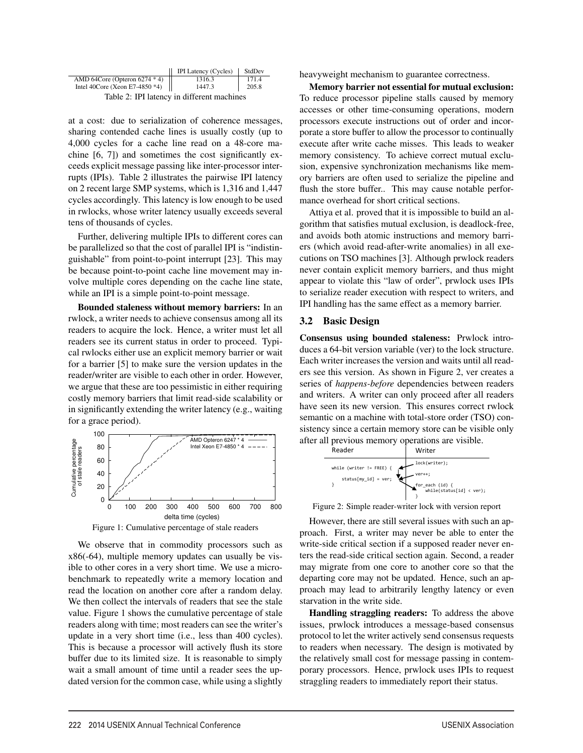| | IPI Latency (Cycles) | StdDev |
|---|---|---|
| AMD 64Core (Opteron 6274 * 4) | 1316.3 | 171.4 |
| Intel 40Core (Xeon E7-4850 *4) | 1447.3 | 205.8 |

Table 2: IPI latency in different machines

at a cost: due to serialization of coherence messages, sharing contended cache lines is usually costly (up to 4,000 cycles for a cache line read on a 48-core machine [6, 7]) and sometimes the cost significantly exceeds explicit message passing like inter-processor interrupts (IPIs). Table 2 illustrates the pairwise IPI latency on 2 recent large SMP systems, which is 1,316 and 1,447 cycles accordingly. This latency is low enough to be used in rwlocks, whose writer latency usually exceeds several tens of thousands of cycles.

Further, delivering multiple IPIs to different cores can be parallelized so that the cost of parallel IPI is "indistinguishable" from point-to-point interrupt [23]. This may be because point-to-point cache line movement may involve multiple cores depending on the cache line state, while an IPI is a simple point-to-point message.

**Bounded staleness without memory barriers:** In an rwlock, a writer needs to achieve consensus among all its readers to acquire the lock. Hence, a writer must let all readers see its current status in order to proceed. Typical rwlocks either use an explicit memory barrier or wait for a barrier [5] to make sure the version updates in the reader/writer are visible to each other in order. However, we argue that these are too pessimistic in either requiring costly memory barriers that limit read-side scalability or in significantly extending the writer latency (e.g., waiting for a grace period).

Figure 1: Cumulative percentage of stale readers

We observe that in commodity processors such as x86(-64), multiple memory updates can usually be visible to other cores in a very short time. We use a microbenchmark to repeatedly write a memory location and read the location on another core after a random delay. We then collect the intervals of readers that see the stale value. Figure 1 shows the cumulative percentage of stale readers along with time; most readers can see the writer's update in a very short time (i.e., less than 400 cycles). This is because a processor will actively flush its store buffer due to its limited size. It is reasonable to simply wait a small amount of time until a reader sees the updated version for the common case, while using a slightly heavyweight mechanism to guarantee correctness.

**Memory barrier not essential for mutual exclusion:** To reduce processor pipeline stalls caused by memory accesses or other time-consuming operations, modern processors execute instructions out of order and incorporate a store buffer to allow the processor to continually execute after write cache misses. This leads to weaker memory consistency. To achieve correct mutual exclusion, expensive synchronization mechanisms like memory barriers are often used to serialize the pipeline and flush the store buffer.. This may cause notable performance overhead for short critical sections.

Attiya et al. proved that it is impossible to build an algorithm that satisfies mutual exclusion, is deadlock-free, and avoids both atomic instructions and memory barriers (which avoid read-after-write anomalies) in all executions on TSO machines [3]. Although prwlock readers never contain explicit memory barriers, and thus might appear to violate this "law of order", prwlock uses IPIs to serialize reader execution with respect to writers, and IPI handling has the same effect as a memory barrier.

### 3.2 Basic Design

**Consensus using bounded staleness:** Prwlock introduces a 64-bit version variable (ver) to the lock structure. Each writer increases the version and waits until all readers see this version. As shown in Figure 2, ver creates a series of *happens-before* dependencies between readers and writers. A writer can only proceed after all readers have seen its new version. This ensures correct rwlock semantic on a machine with total-store order (TSO) consistency since a certain memory store can be visible only after all previous memory operations are visible.

```
Reader                              Writer
                                    lock(writer);
while (writer != FREE) {
                                    ver++;
    status[my_id] = ver;
}                                   for_each (id) {
                                        while(status[id] < ver);
                                    }
```

Figure 2: Simple reader-writer lock with version report

However, there are still several issues with such an approach. First, a writer may never be able to enter the write-side critical section if a supposed reader never enters the read-side critical section again. Second, a reader may migrate from one core to another core so that the departing core may not be updated. Hence, such an approach may lead to arbitrarily lengthy latency or even starvation in the write side.

**Handling straggling readers:** To address the above issues, prwlock introduces a message-based consensus protocol to let the writer actively send consensus requests to readers when necessary. The design is motivated by the relatively small cost for message passing in contemporary processors. Hence, prwlock uses IPIs to request straggling readers to immediately report their status.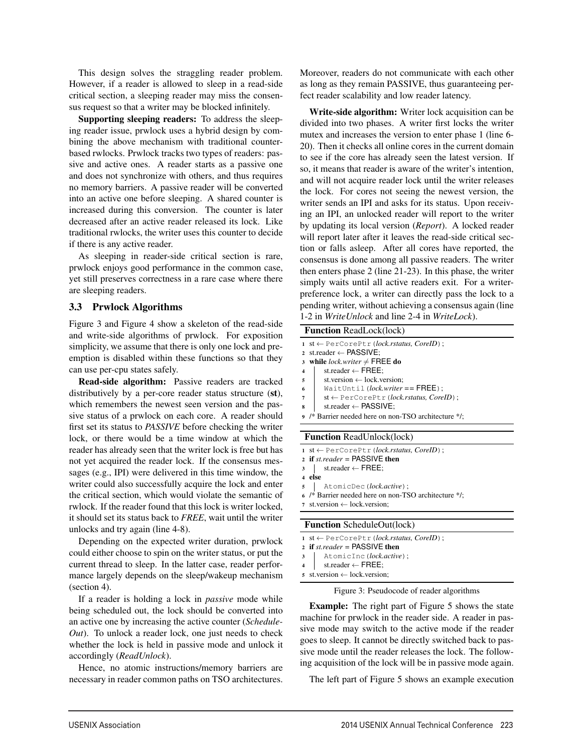This design solves the straggling reader problem. However, if a reader is allowed to sleep in a read-side critical section, a sleeping reader may miss the consensus request so that a writer may be blocked infinitely.

**Supporting sleeping readers:** To address the sleeping reader issue, prwlock uses a hybrid design by combining the above mechanism with traditional counter-based rwlocks. Prwlock tracks two types of readers: passive and active ones. A reader starts as a passive one and does not synchronize with others, and thus requires no memory barriers. A passive reader will be converted into an active one before sleeping. A shared counter is increased during this conversion. The counter is later decreased after an active reader released its lock. Like traditional rwlocks, the writer uses this counter to decide if there is any active reader.

As sleeping in reader-side critical section is rare, prwlock enjoys good performance in the common case, yet still preserves correctness in a rare case where there are sleeping readers.

### 3.3 Prwlock Algorithms

Figure 3 and Figure 4 show a skeleton of the read-side and write-side algorithms of prwlock. For exposition simplicity, we assume that there is only one lock and preemption is disabled within these functions so that they can use per-cpu states safely.

**Read-side algorithm:** Passive readers are tracked distributively by a per-core reader status structure (**st**), which remembers the newest seen version and the passive status of a prwlock on each core. A reader should first set its status to *PASSIVE* before checking the writer lock, or there would be a time window at which the reader has already seen that the writer lock is free but has not yet acquired the reader lock. If the consensus messages (e.g., IPI) were delivered in this time window, the writer could also successfully acquire the lock and enter the critical section, which would violate the semantic of rwlock. If the reader found that this lock is writer locked, it should set its status back to *FREE*, wait until the writer unlocks and try again (line 4-8).

Depending on the expected writer duration, prwlock could either choose to spin on the writer status, or put the current thread to sleep. In the latter case, reader performance largely depends on the sleep/wakeup mechanism (section 4).

If a reader is holding a lock in *passive* mode while being scheduled out, the lock should be converted into an active one by increasing the active counter (*ScheduleOut*). To unlock a reader lock, one just needs to check whether the lock is held in passive mode and unlock it accordingly (*ReadUnlock*).

Hence, no atomic instructions/memory barriers are necessary in reader common paths on TSO architectures. Moreover, readers do not communicate with each other as long as they remain PASSIVE, thus guaranteeing perfect reader scalability and low reader latency.

**Write-side algorithm:** Writer lock acquisition can be divided into two phases. A writer first locks the writer mutex and increases the version to enter phase 1 (line 6-20). Then it checks all online cores in the current domain to see if the core has already seen the latest version. If so, it means that reader is aware of the writer's intention, and will not acquire reader lock until the writer releases the lock. For cores not seeing the newest version, the writer sends an IPI and asks for its status. Upon receiving an IPI, an unlocked reader will report to the writer by updating its local version (*Report*). A locked reader will report later after it leaves the read-side critical section or falls asleep. After all cores have reported, the consensus is done among all passive readers. The writer then enters phase 2 (line 21-23). In this phase, the writer simply waits until all active readers exit. For a writer-preference lock, a writer can directly pass the lock to a pending writer, without achieving a consensus again (line 1-2 in *WriteUnlock* and line 2-4 in *WriteLock*).

**Function** ReadLock(lock)
```
1 st ← PerCorePtr(lock.rstatus, CoreID);
2 st.reader ← PASSIVE;
3 while lock.writer ≠ FREE do
4 |   st.reader ← FREE;
5 |   st.version ← lock.version;
6 |   WaitUntil(lock.writer == FREE);
7 |   st ← PerCorePtr(lock.rstatus, CoreID);
8 |   st.reader ← PASSIVE;
9 /* Barrier needed here on non-TSO architecture */;
```

**Function** ReadUnlock(lock)
```
1 st ← PerCorePtr(lock.rstatus, CoreID);
2 if st.reader = PASSIVE then
3 |   st.reader ← FREE;
4 else
5 |   AtomicDec(lock.active);
6 /* Barrier needed here on non-TSO architecture */;
7 st.version ← lock.version;
```

**Function** ScheduleOut(lock)
```
1 st ← PerCorePtr(lock.rstatus, CoreID);
2 if st.reader = PASSIVE then
3 |   AtomicInc(lock.active);
4 |   st.reader ← FREE;
5 st.version ← lock.version;
```

Figure 3: Pseudocode of reader algorithms

**Example:** The right part of Figure 5 shows the state machine for prwlock in the reader side. A reader in passive mode may switch to the active mode if the reader goes to sleep. It cannot be directly switched back to passive mode until the reader releases the lock. The following acquisition of the lock will be in passive mode again.

The left part of Figure 5 shows an example execution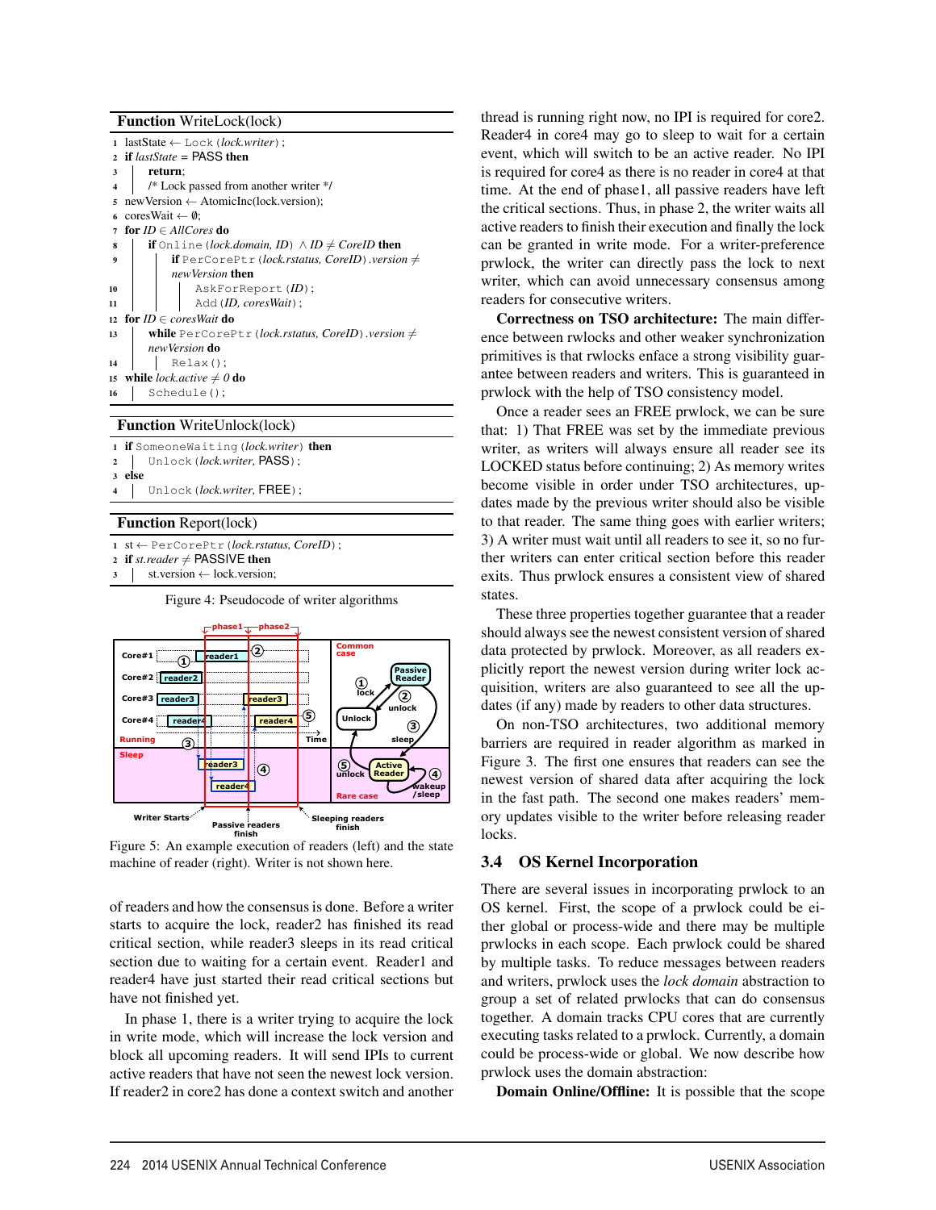**Function** WriteLock(lock)

```
1  lastState ← Lock(lock.writer);
2  if lastState = PASS then
3      return;
4      /* Lock passed from another writer */
5  newVersion ← AtomicInc(lock.version);
6  coresWait ← ∅;
7  for ID ∈ AllCores do
8      if Online(lock.domain, ID) ∧ ID ≠ CoreID then
9          if PerCorePtr(lock.rstatus, CoreID).version ≠
           newVersion then
10             AskForReport(ID);
11             Add(ID, coresWait);
12 for ID ∈ coresWait do
13     while PerCorePtr(lock.rstatus, CoreID).version ≠
       newVersion do
14         Relax();
15 while lock.active ≠ 0 do
16     Schedule();
```

**Function** WriteUnlock(lock)

```
1  if SomeoneWaiting(lock.writer) then
2      Unlock(lock.writer, PASS);
3  else
4      Unlock(lock.writer, FREE);
```

**Function** Report(lock)

```
1  st ← PerCorePtr(lock.rstatus, CoreID);
2  if st.reader ≠ PASSIVE then
3      st.version ← lock.version;
```

Figure 4: Pseudocode of writer algorithms

Figure 5: An example execution of readers (left) and the state machine of reader (right). Writer is not shown here.

of readers and how the consensus is done. Before a writer starts to acquire the lock, reader2 has finished its read critical section, while reader3 sleeps in its read critical section due to waiting for a certain event. Reader1 and reader4 have just started their read critical sections but have not finished yet.

In phase 1, there is a writer trying to acquire the lock in write mode, which will increase the lock version and block all upcoming readers. It will send IPIs to current active readers that have not seen the newest lock version. If reader2 in core2 has done a context switch and another thread is running right now, no IPI is required for core2. Reader4 in core4 may go to sleep to wait for a certain event, which will switch to be an active reader. No IPI is required for core4 as there is no reader in core4 at that time. At the end of phase1, all passive readers have left the critical sections. Thus, in phase 2, the writer waits all active readers to finish their execution and finally the lock can be granted in write mode. For a writer-preference prwlock, the writer can directly pass the lock to next writer, which can avoid unnecessary consensus among readers for consecutive writers.

**Correctness on TSO architecture:** The main difference between rwlocks and other weaker synchronization primitives is that rwlocks enface a strong visibility guarantee between readers and writers. This is guaranteed in prwlock with the help of TSO consistency model.

Once a reader sees an FREE prwlock, we can be sure that: 1) That FREE was set by the immediate previous writer, as writers will always ensure all reader see its LOCKED status before continuing; 2) As memory writes become visible in order under TSO architectures, updates made by the previous writer should also be visible to that reader. The same thing goes with earlier writers; 3) A writer must wait until all readers to see it, so no further writers can enter critical section before this reader exits. Thus prwlock ensures a consistent view of shared states.

These three properties together guarantee that a reader should always see the newest consistent version of shared data protected by prwlock. Moreover, as all readers explicitly report the newest version during writer lock acquisition, writers are also guaranteed to see all the updates (if any) made by readers to other data structures.

On non-TSO architectures, two additional memory barriers are required in reader algorithm as marked in Figure 3. The first one ensures that readers can see the newest version of shared data after acquiring the lock in the fast path. The second one makes readers' memory updates visible to the writer before releasing reader locks.

## 3.4 OS Kernel Incorporation

There are several issues in incorporating prwlock to an OS kernel. First, the scope of a prwlock could be either global or process-wide and there may be multiple prwlocks in each scope. Each prwlock could be shared by multiple tasks. To reduce messages between readers and writers, prwlock uses the *lock domain* abstraction to group a set of related prwlocks that can do consensus together. A domain tracks CPU cores that are currently executing tasks related to a prwlock. Currently, a domain could be process-wide or global. We now describe how prwlock uses the domain abstraction:

**Domain Online/Offline:** It is possible that the scope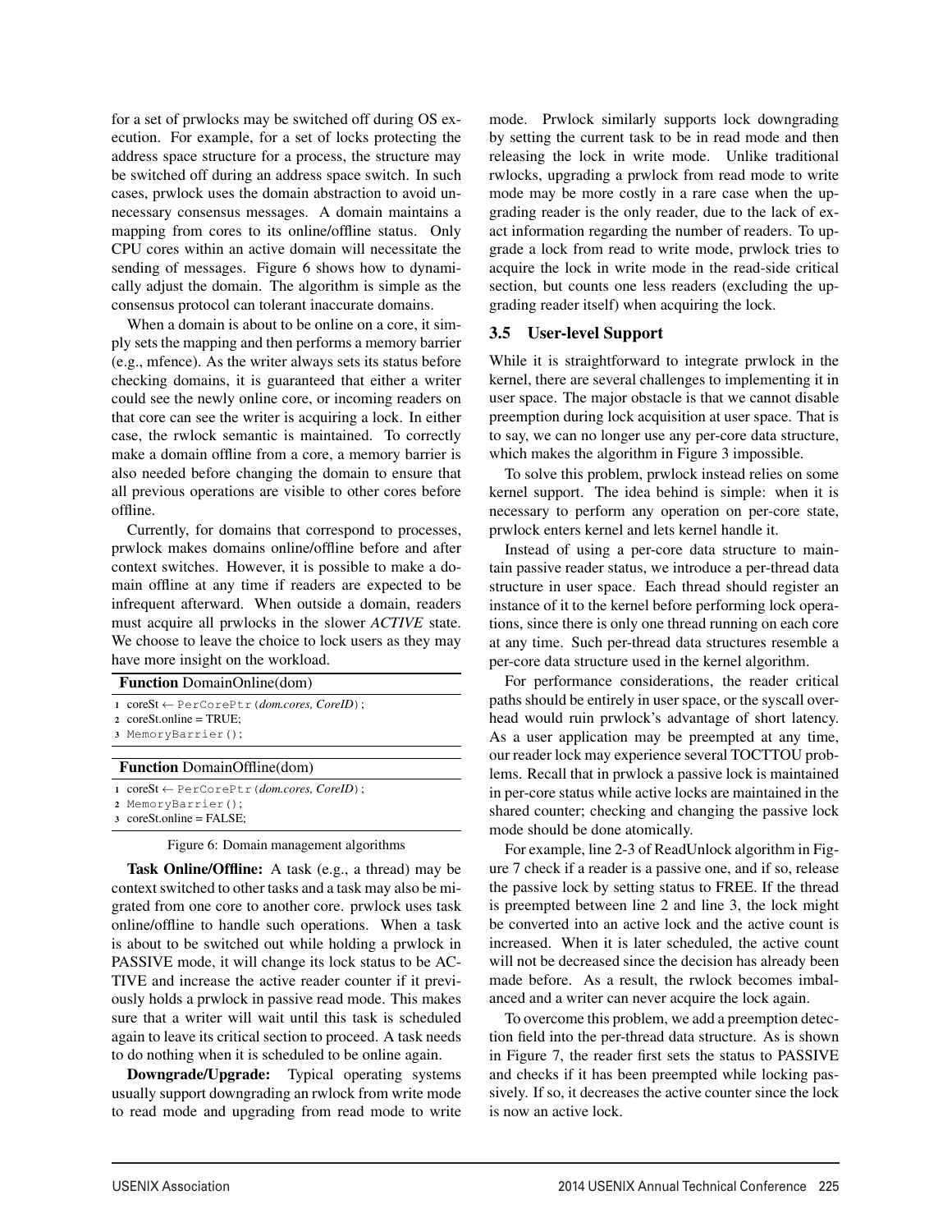for a set of prwlocks may be switched off during OS execution. For example, for a set of locks protecting the address space structure for a process, the structure may be switched off during an address space switch. In such cases, prwlock uses the domain abstraction to avoid unnecessary consensus messages. A domain maintains a mapping from cores to its online/offline status. Only CPU cores within an active domain will necessitate the sending of messages. Figure 6 shows how to dynamically adjust the domain. The algorithm is simple as the consensus protocol can tolerant inaccurate domains.

When a domain is about to be online on a core, it simply sets the mapping and then performs a memory barrier (e.g., mfence). As the writer always sets its status before checking domains, it is guaranteed that either a writer could see the newly online core, or incoming readers on that core can see the writer is acquiring a lock. In either case, the rwlock semantic is maintained. To correctly make a domain offline from a core, a memory barrier is also needed before changing the domain to ensure that all previous operations are visible to other cores before offline.

Currently, for domains that correspond to processes, prwlock makes domains online/offline before and after context switches. However, it is possible to make a domain offline at any time if readers are expected to be infrequent afterward. When outside a domain, readers must acquire all prwlocks in the slower *ACTIVE* state. We choose to leave the choice to lock users as they may have more insight on the workload.

**Function** DomainOnline(dom)

```
1 coreSt ← PerCorePtr(dom.cores, CoreID);
2 coreSt.online = TRUE;
3 MemoryBarrier();
```

**Function** DomainOffline(dom)

```
1 coreSt ← PerCorePtr(dom.cores, CoreID);
2 MemoryBarrier();
3 coreSt.online = FALSE;
```

Figure 6: Domain management algorithms

**Task Online/Offline:** A task (e.g., a thread) may be context switched to other tasks and a task may also be migrated from one core to another core. prwlock uses task online/offline to handle such operations. When a task is about to be switched out while holding a prwlock in PASSIVE mode, it will change its lock status to be ACTIVE and increase the active reader counter if it previously holds a prwlock in passive read mode. This makes sure that a writer will wait until this task is scheduled again to leave its critical section to proceed. A task needs to do nothing when it is scheduled to be online again.

**Downgrade/Upgrade:** Typical operating systems usually support downgrading an rwlock from write mode to read mode and upgrading from read mode to write mode. Prwlock similarly supports lock downgrading by setting the current task to be in read mode and then releasing the lock in write mode. Unlike traditional rwlocks, upgrading a prwlock from read mode to write mode may be more costly in a rare case when the upgrading reader is the only reader, due to the lack of exact information regarding the number of readers. To upgrade a lock from read to write mode, prwlock tries to acquire the lock in write mode in the read-side critical section, but counts one less readers (excluding the upgrading reader itself) when acquiring the lock.

### 3.5 User-level Support

While it is straightforward to integrate prwlock in the kernel, there are several challenges to implementing it in user space. The major obstacle is that we cannot disable preemption during lock acquisition at user space. That is to say, we can no longer use any per-core data structure, which makes the algorithm in Figure 3 impossible.

To solve this problem, prwlock instead relies on some kernel support. The idea behind is simple: when it is necessary to perform any operation on per-core state, prwlock enters kernel and lets kernel handle it.

Instead of using a per-core data structure to maintain passive reader status, we introduce a per-thread data structure in user space. Each thread should register an instance of it to the kernel before performing lock operations, since there is only one thread running on each core at any time. Such per-thread data structures resemble a per-core data structure used in the kernel algorithm.

For performance considerations, the reader critical paths should be entirely in user space, or the syscall overhead would ruin prwlock's advantage of short latency. As a user application may be preempted at any time, our reader lock may experience several TOCTTOU problems. Recall that in prwlock a passive lock is maintained in per-core status while active locks are maintained in the shared counter; checking and changing the passive lock mode should be done atomically.

For example, line 2-3 of ReadUnlock algorithm in Figure 7 check if a reader is a passive one, and if so, release the passive lock by setting status to FREE. If the thread is preempted between line 2 and line 3, the lock might be converted into an active lock and the active count is increased. When it is later scheduled, the active count will not be decreased since the decision has already been made before. As a result, the rwlock becomes imbalanced and a writer can never acquire the lock again.

To overcome this problem, we add a preemption detection field into the per-thread data structure. As is shown in Figure 7, the reader first sets the status to PASSIVE and checks if it has been preempted while locking passively. If so, it decreases the active counter since the lock is now an active lock.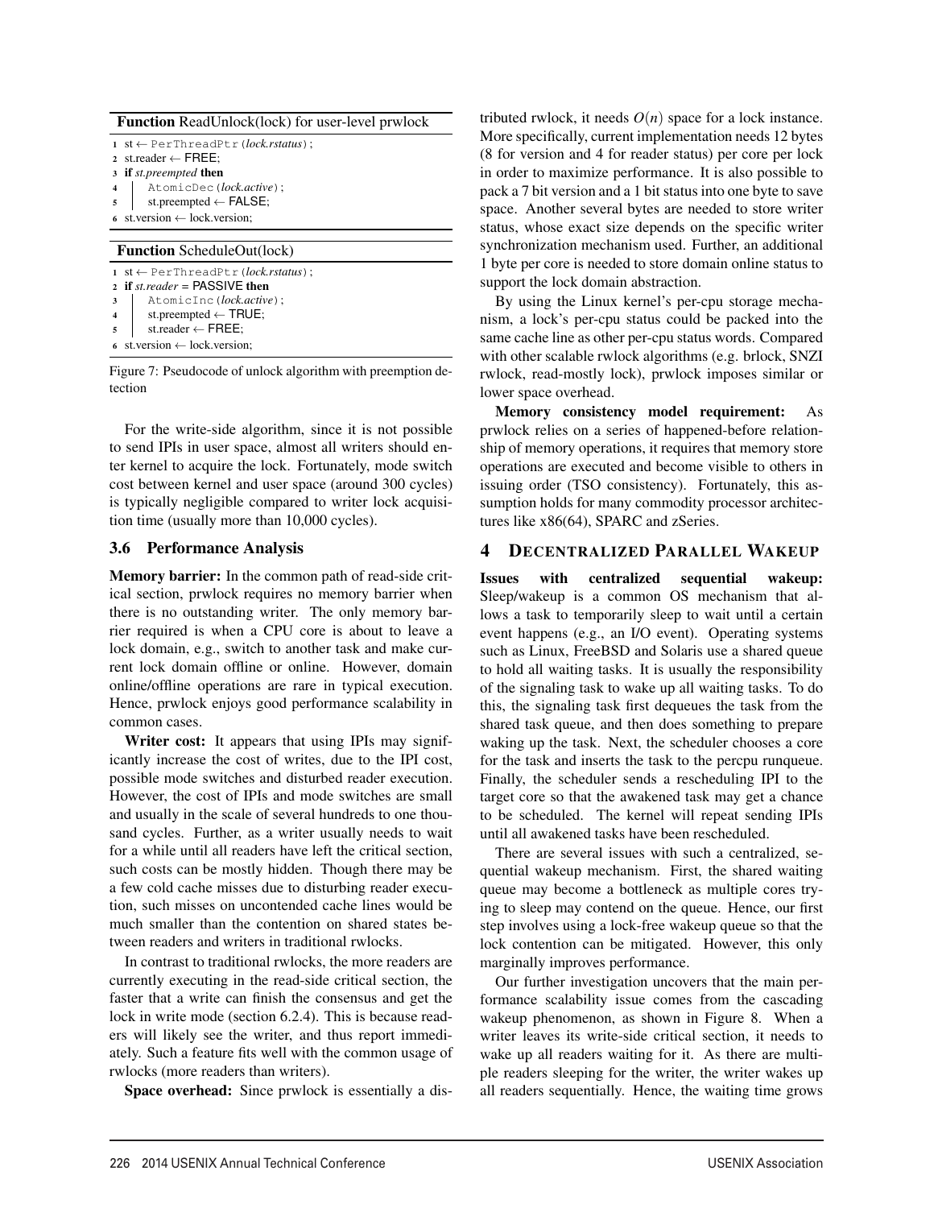**Function** ReadUnlock(lock) for user-level prwlock

```
1 st ← PerThreadPtr(lock.rstatus);
2 st.reader ← FREE;
3 if st.preempted then
4 |   AtomicDec(lock.active);
5 |   st.preempted ← FALSE;
6 st.version ← lock.version;
```

**Function** ScheduleOut(lock)

```
1 st ← PerThreadPtr(lock.rstatus);
2 if st.reader = PASSIVE then
3 |   AtomicInc(lock.active);
4 |   st.preempted ← TRUE;
5 |   st.reader ← FREE;
6 st.version ← lock.version;
```

Figure 7: Pseudocode of unlock algorithm with preemption detection

For the write-side algorithm, since it is not possible to send IPIs in user space, almost all writers should enter kernel to acquire the lock. Fortunately, mode switch cost between kernel and user space (around 300 cycles) is typically negligible compared to writer lock acquisition time (usually more than 10,000 cycles).

### 3.6 Performance Analysis

**Memory barrier:** In the common path of read-side critical section, prwlock requires no memory barrier when there is no outstanding writer. The only memory barrier required is when a CPU core is about to leave a lock domain, e.g., switch to another task and make current lock domain offline or online. However, domain online/offline operations are rare in typical execution. Hence, prwlock enjoys good performance scalability in common cases.

**Writer cost:** It appears that using IPIs may significantly increase the cost of writes, due to the IPI cost, possible mode switches and disturbed reader execution. However, the cost of IPIs and mode switches are small and usually in the scale of several hundreds to one thousand cycles. Further, as a writer usually needs to wait for a while until all readers have left the critical section, such costs can be mostly hidden. Though there may be a few cold cache misses due to disturbing reader execution, such misses on uncontended cache lines would be much smaller than the contention on shared states between readers and writers in traditional rwlocks.

In contrast to traditional rwlocks, the more readers are currently executing in the read-side critical section, the faster that a write can finish the consensus and get the lock in write mode (section 6.2.4). This is because readers will likely see the writer, and thus report immediately. Such a feature fits well with the common usage of rwlocks (more readers than writers).

**Space overhead:** Since prwlock is essentially a distributed rwlock, it needs $O(n)$ space for a lock instance. More specifically, current implementation needs 12 bytes (8 for version and 4 for reader status) per core per lock in order to maximize performance. It is also possible to pack a 7 bit version and a 1 bit status into one byte to save space. Another several bytes are needed to store writer status, whose exact size depends on the specific writer synchronization mechanism used. Further, an additional 1 byte per core is needed to store domain online status to support the lock domain abstraction.

By using the Linux kernel's per-cpu storage mechanism, a lock's per-cpu status could be packed into the same cache line as other per-cpu status words. Compared with other scalable rwlock algorithms (e.g. brlock, SNZI rwlock, read-mostly lock), prwlock imposes similar or lower space overhead.

**Memory consistency model requirement:** As prwlock relies on a series of happened-before relationship of memory operations, it requires that memory store operations are executed and become visible to others in issuing order (TSO consistency). Fortunately, this assumption holds for many commodity processor architectures like x86(64), SPARC and zSeries.

## 4 Decentralized Parallel Wakeup

**Issues with centralized sequential wakeup:** Sleep/wakeup is a common OS mechanism that allows a task to temporarily sleep to wait until a certain event happens (e.g., an I/O event). Operating systems such as Linux, FreeBSD and Solaris use a shared queue to hold all waiting tasks. It is usually the responsibility of the signaling task to wake up all waiting tasks. To do this, the signaling task first dequeues the task from the shared task queue, and then does something to prepare waking up the task. Next, the scheduler chooses a core for the task and inserts the task to the percpu runqueue. Finally, the scheduler sends a rescheduling IPI to the target core so that the awakened task may get a chance to be scheduled. The kernel will repeat sending IPIs until all awakened tasks have been rescheduled.

There are several issues with such a centralized, sequential wakeup mechanism. First, the shared waiting queue may become a bottleneck as multiple cores trying to sleep may contend on the queue. Hence, our first step involves using a lock-free wakeup queue so that the lock contention can be mitigated. However, this only marginally improves performance.

Our further investigation uncovers that the main performance scalability issue comes from the cascading wakeup phenomenon, as shown in Figure 8. When a writer leaves its write-side critical section, it needs to wake up all readers waiting for it. As there are multiple readers sleeping for the writer, the writer wakes up all readers sequentially. Hence, the waiting time grows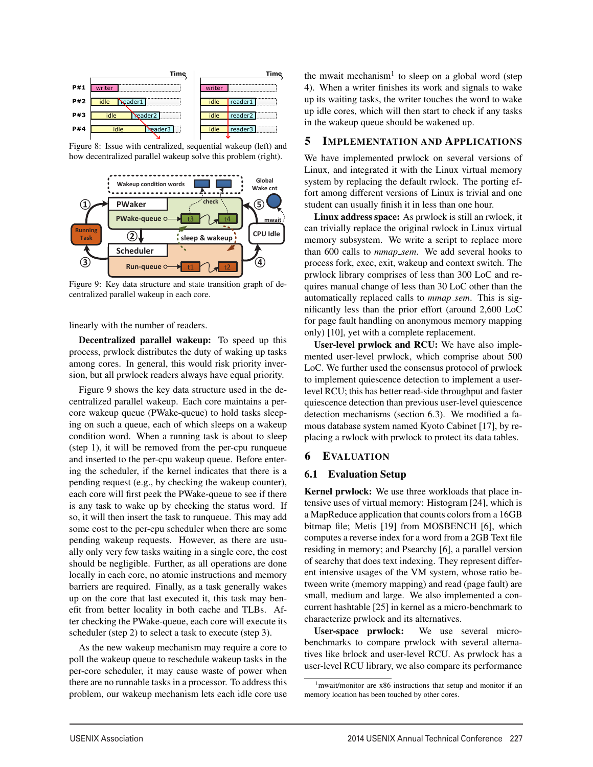Figure 8: Issue with centralized, sequential wakeup (left) and how decentralized parallel wakeup solve this problem (right).

Figure 9: Key data structure and state transition graph of decentralized parallel wakeup in each core.

linearly with the number of readers.

**Decentralized parallel wakeup:** To speed up this process, prwlock distributes the duty of waking up tasks among cores. In general, this would risk priority inversion, but all prwlock readers always have equal priority.

Figure 9 shows the key data structure used in the decentralized parallel wakeup. Each core maintains a per-core wakeup queue (PWake-queue) to hold tasks sleeping on such a queue, each of which sleeps on a wakeup condition word. When a running task is about to sleep (step 1), it will be removed from the per-cpu runqueue and inserted to the per-cpu wakeup queue. Before entering the scheduler, if the kernel indicates that there is a pending request (e.g., by checking the wakeup counter), each core will first peek the PWake-queue to see if there is any task to wake up by checking the status word. If so, it will then insert the task to runqueue. This may add some cost to the per-cpu scheduler when there are some pending wakeup requests. However, as there are usually only very few tasks waiting in a single core, the cost should be negligible. Further, as all operations are done locally in each core, no atomic instructions and memory barriers are required. Finally, as a task generally wakes up on the core that last executed it, this task may benefit from better locality in both cache and TLBs. After checking the PWake-queue, each core will execute its scheduler (step 2) to select a task to execute (step 3).

As the new wakeup mechanism may require a core to poll the wakeup queue to reschedule wakeup tasks in the per-core scheduler, it may cause waste of power when there are no runnable tasks in a processor. To address this problem, our wakeup mechanism lets each idle core use the mwait mechanism[1] to sleep on a global word (step 4). When a writer finishes its work and signals to wake up its waiting tasks, the writer touches the word to wake up idle cores, which will then start to check if any tasks in the wakeup queue should be wakened up.

## 5 Implementation and Applications

We have implemented prwlock on several versions of Linux, and integrated it with the Linux virtual memory system by replacing the default rwlock. The porting effort among different versions of Linux is trivial and one student can usually finish it in less than one hour.

**Linux address space:** As prwlock is still an rwlock, it can trivially replace the original rwlock in Linux virtual memory subsystem. We write a script to replace more than 600 calls to *mmap_sem*. We add several hooks to process fork, exec, exit, wakeup and context switch. The prwlock library comprises of less than 300 LoC and requires manual change of less than 30 LoC other than the automatically replaced calls to *mmap_sem*. This is significantly less than the prior effort (around 2,600 LoC for page fault handling on anonymous memory mapping only) [10], yet with a complete replacement.

**User-level prwlock and RCU:** We have also implemented user-level prwlock, which comprise about 500 LoC. We further used the consensus protocol of prwlock to implement quiescence detection to implement a user-level RCU; this has better read-side throughput and faster quiescence detection than previous user-level quiescence detection mechanisms (section 6.3). We modified a famous database system named Kyoto Cabinet [17], by replacing a rwlock with prwlock to protect its data tables.

## 6 Evaluation

### 6.1 Evaluation Setup

**Kernel prwlock:** We use three workloads that place intensive uses of virtual memory: Histogram [24], which is a MapReduce application that counts colors from a 16GB bitmap file; Metis [19] from MOSBENCH [6], which computes a reverse index for a word from a 2GB Text file residing in memory; and Psearchy [6], a parallel version of searchy that does text indexing. They represent different intensive usages of the VM system, whose ratio between write (memory mapping) and read (page fault) are small, medium and large. We also implemented a concurrent hashtable [25] in kernel as a micro-benchmark to characterize prwlock and its alternatives.

**User-space prwlock:** We use several micro-benchmarks to compare prwlock with several alternatives like brlock and user-level RCU. As prwlock has a user-level RCU library, we also compare its performance

[1] mwait/monitor are x86 instructions that setup and monitor if an memory location has been touched by other cores.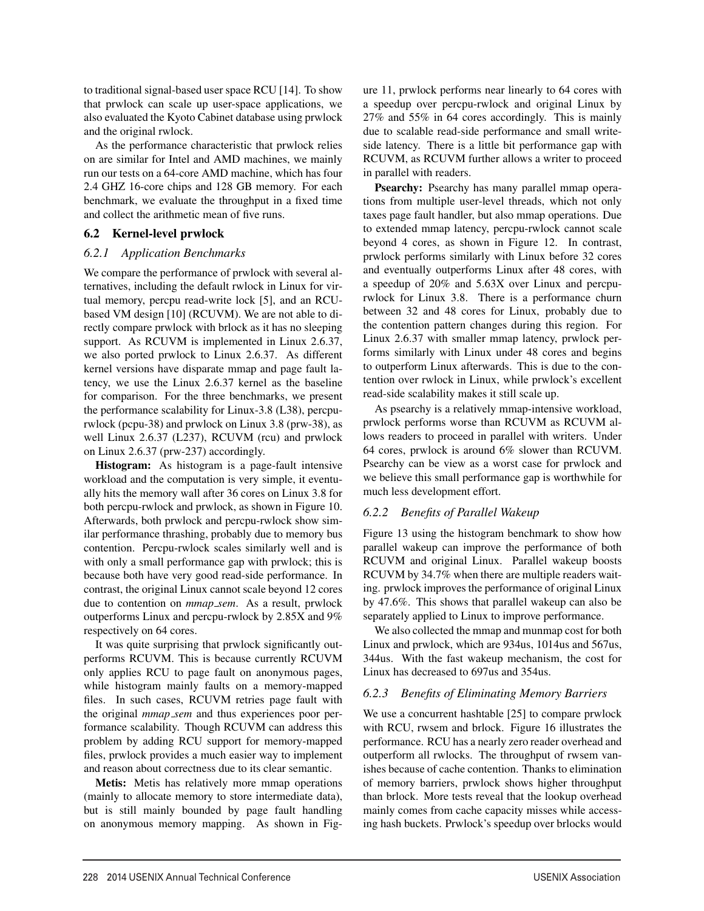to traditional signal-based user space RCU [14]. To show that prwlock can scale up user-space applications, we also evaluated the Kyoto Cabinet database using prwlock and the original rwlock.

As the performance characteristic that prwlock relies on are similar for Intel and AMD machines, we mainly run our tests on a 64-core AMD machine, which has four 2.4 GHZ 16-core chips and 128 GB memory. For each benchmark, we evaluate the throughput in a fixed time and collect the arithmetic mean of five runs.

## 6.2 Kernel-level prwlock

### 6.2.1 Application Benchmarks

We compare the performance of prwlock with several alternatives, including the default rwlock in Linux for virtual memory, percpu read-write lock [5], and an RCU-based VM design [10] (RCUVM). We are not able to directly compare prwlock with brlock as it has no sleeping support. As RCUVM is implemented in Linux 2.6.37, we also ported prwlock to Linux 2.6.37. As different kernel versions have disparate mmap and page fault latency, we use the Linux 2.6.37 kernel as the baseline for comparison. For the three benchmarks, we present the performance scalability for Linux-3.8 (L38), percpu-rwlock (pcpu-38) and prwlock on Linux 3.8 (prw-38), as well Linux 2.6.37 (L237), RCUVM (rcu) and prwlock on Linux 2.6.37 (prw-237) accordingly.

**Histogram:** As histogram is a page-fault intensive workload and the computation is very simple, it eventually hits the memory wall after 36 cores on Linux 3.8 for both percpu-rwlock and prwlock, as shown in Figure 10. Afterwards, both prwlock and percpu-rwlock show similar performance thrashing, probably due to memory bus contention. Percpu-rwlock scales similarly well and is with only a small performance gap with prwlock; this is because both have very good read-side performance. In contrast, the original Linux cannot scale beyond 12 cores due to contention on *mmap_sem*. As a result, prwlock outperforms Linux and percpu-rwlock by 2.85X and 9% respectively on 64 cores.

It was quite surprising that prwlock significantly outperforms RCUVM. This is because currently RCUVM only applies RCU to page fault on anonymous pages, while histogram mainly faults on a memory-mapped files. In such cases, RCUVM retries page fault with the original *mmap_sem* and thus experiences poor performance scalability. Though RCUVM can address this problem by adding RCU support for memory-mapped files, prwlock provides a much easier way to implement and reason about correctness due to its clear semantic.

**Metis:** Metis has relatively more mmap operations (mainly to allocate memory to store intermediate data), but is still mainly bounded by page fault handling on anonymous memory mapping. As shown in Figure 11, prwlock performs near linearly to 64 cores with a speedup over percpu-rwlock and original Linux by 27% and 55% in 64 cores accordingly. This is mainly due to scalable read-side performance and small write-side latency. There is a little bit performance gap with RCUVM, as RCUVM further allows a writer to proceed in parallel with readers.

**Psearchy:** Psearchy has many parallel mmap operations from multiple user-level threads, which not only taxes page fault handler, but also mmap operations. Due to extended mmap latency, percpu-rwlock cannot scale beyond 4 cores, as shown in Figure 12. In contrast, prwlock performs similarly with Linux before 32 cores and eventually outperforms Linux after 48 cores, with a speedup of 20% and 5.63X over Linux and percpu-rwlock for Linux 3.8. There is a performance churn between 32 and 48 cores for Linux, probably due to the contention pattern changes during this region. For Linux 2.6.37 with smaller mmap latency, prwlock performs similarly with Linux under 48 cores and begins to outperform Linux afterwards. This is due to the contention over rwlock in Linux, while prwlock's excellent read-side scalability makes it still scale up.

As psearchy is a relatively mmap-intensive workload, prwlock performs worse than RCUVM as RCUVM allows readers to proceed in parallel with writers. Under 64 cores, prwlock is around 6% slower than RCUVM. Psearchy can be view as a worst case for prwlock and we believe this small performance gap is worthwhile for much less development effort.

### 6.2.2 Benefits of Parallel Wakeup

Figure 13 using the histogram benchmark to show how parallel wakeup can improve the performance of both RCUVM and original Linux. Parallel wakeup boosts RCUVM by 34.7% when there are multiple readers waiting. prwlock improves the performance of original Linux by 47.6%. This shows that parallel wakeup can also be separately applied to Linux to improve performance.

We also collected the mmap and munmap cost for both Linux and prwlock, which are 934us, 1014us and 567us, 344us. With the fast wakeup mechanism, the cost for Linux has decreased to 697us and 354us.

### 6.2.3 Benefits of Eliminating Memory Barriers

We use a concurrent hashtable [25] to compare prwlock with RCU, rwsem and brlock. Figure 16 illustrates the performance. RCU has a nearly zero reader overhead and outperform all rwlocks. The throughput of rwsem vanishes because of cache contention. Thanks to elimination of memory barriers, prwlock shows higher throughput than brlock. More tests reveal that the lookup overhead mainly comes from cache capacity misses while accessing hash buckets. Prwlock's speedup over brlocks would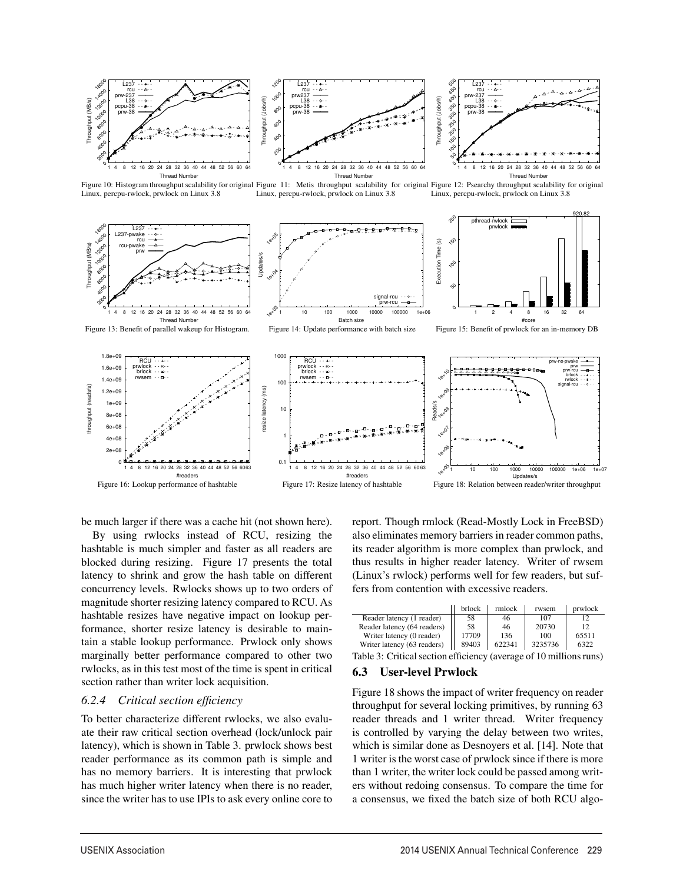Figure 10: Histogram throughput scalability for original Linux, percpu-rwlock, prwlock on Linux 3.8

Figure 11: Metis throughput scalability for original Linux, percpu-rwlock, prwlock on Linux 3.8

Figure 12: Psearchy throughput scalability for original Linux, percpu-rwlock, prwlock on Linux 3.8

Figure 13: Benefit of parallel wakeup for Histogram.

Figure 14: Update performance with batch size

Figure 15: Benefit of prwlock for an in-memory DB

Figure 16: Lookup performance of hashtable

Figure 17: Resize latency of hashtable

Figure 18: Relation between reader/writer throughput

be much larger if there was a cache hit (not shown here).

By using rwlocks instead of RCU, resizing the hashtable is much simpler and faster as all readers are blocked during resizing. Figure 17 presents the total latency to shrink and grow the hash table on different concurrency levels. Rwlocks shows up to two orders of magnitude shorter resizing latency compared to RCU. As hashtable resizes have negative impact on lookup performance, shorter resize latency is desirable to maintain a stable lookup performance. Prwlock only shows marginally better performance compared to other two rwlocks, as in this test most of the time is spent in critical section rather than writer lock acquisition.

#### 6.2.4 *Critical section efficiency*

To better characterize different rwlocks, we also evaluate their raw critical section overhead (lock/unlock pair latency), which is shown in Table 3. prwlock shows best reader performance as its common path is simple and has no memory barriers. It is interesting that prwlock has much higher writer latency when there is no reader, since the writer has to use IPIs to ask every online core to report. Though rmlock (Read-Mostly Lock in FreeBSD) also eliminates memory barriers in reader common paths, its reader algorithm is more complex than prwlock, and thus results in higher reader latency. Writer of rwsem (Linux's rwlock) performs well for few readers, but suffers from contention with excessive readers.

| | brlock | rmlock | rwsem | prwlock |
|---|---|---|---|---|
| Reader latency (1 reader) | 58 | 46 | 107 | 12 |
| Reader latency (64 readers) | 58 | 46 | 20730 | 12 |
| Writer latency (0 reader) | 17709 | 136 | 100 | 65511 |
| Writer latency (63 readers) | 89403 | 622341 | 3235736 | 6322 |

Table 3: Critical section efficiency (average of 10 millions runs)

### 6.3 User-level Prwlock

Figure 18 shows the impact of writer frequency on reader throughput for several locking primitives, by running 63 reader threads and 1 writer thread. Writer frequency is controlled by varying the delay between two writes, which is similar done as Desnoyers et al. [14]. Note that 1 writer is the worst case of prwlock since if there is more than 1 writer, the writer lock could be passed among writers without redoing consensus. To compare the time for a consensus, we fixed the batch size of both RCU algo-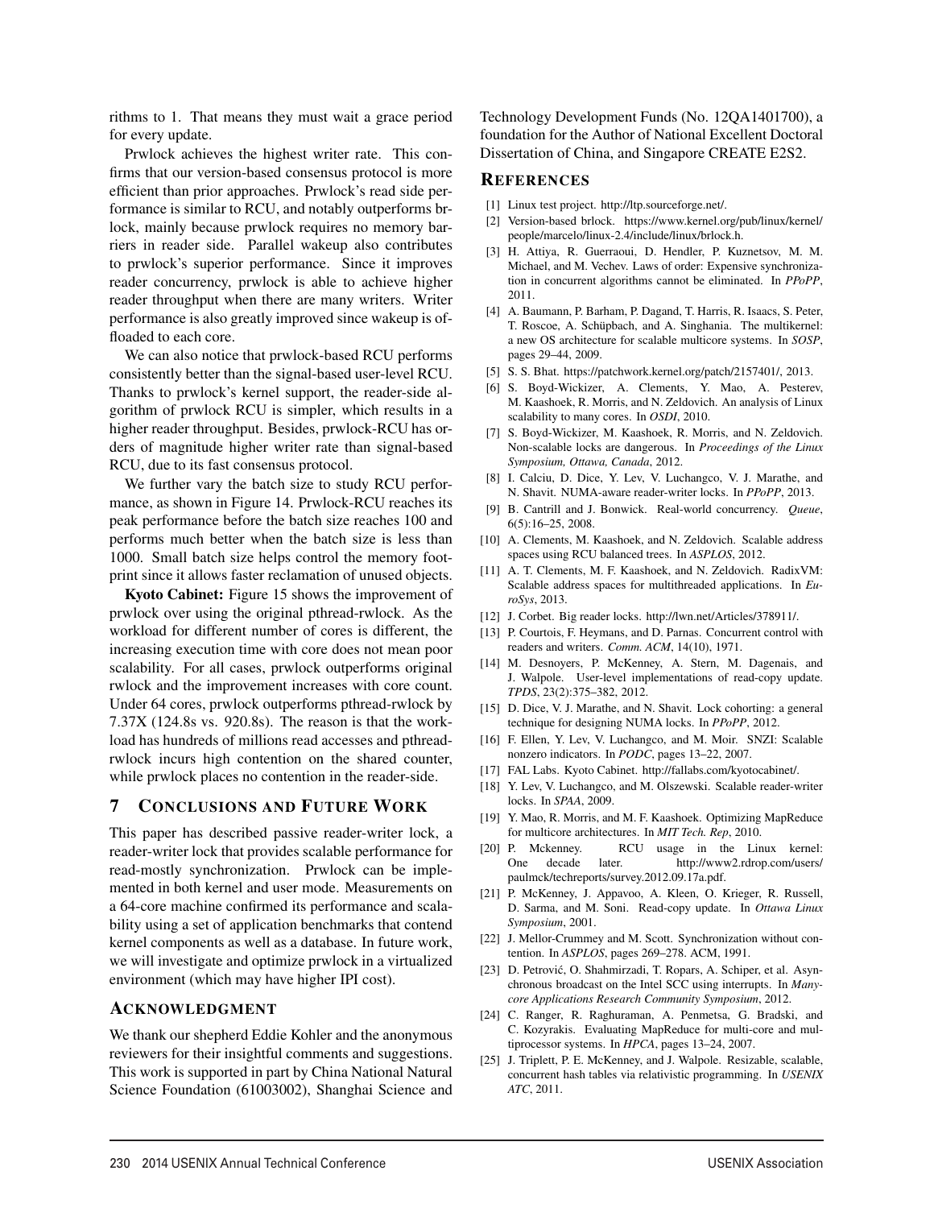rithms to 1. That means they must wait a grace period for every update.

Prwlock achieves the highest writer rate. This confirms that our version-based consensus protocol is more efficient than prior approaches. Prwlock's read side performance is similar to RCU, and notably outperforms brlock, mainly because prwlock requires no memory barriers in reader side. Parallel wakeup also contributes to prwlock's superior performance. Since it improves reader concurrency, prwlock is able to achieve higher reader throughput when there are many writers. Writer performance is also greatly improved since wakeup is offloaded to each core.

We can also notice that prwlock-based RCU performs consistently better than the signal-based user-level RCU. Thanks to prwlock's kernel support, the reader-side algorithm of prwlock RCU is simpler, which results in a higher reader throughput. Besides, prwlock-RCU has orders of magnitude higher writer rate than signal-based RCU, due to its fast consensus protocol.

We further vary the batch size to study RCU performance, as shown in Figure 14. Prwlock-RCU reaches its peak performance before the batch size reaches 100 and performs much better when the batch size is less than 1000. Small batch size helps control the memory footprint since it allows faster reclamation of unused objects.

**Kyoto Cabinet:** Figure 15 shows the improvement of prwlock over using the original pthread-rwlock. As the workload for different number of cores is different, the increasing execution time with core does not mean poor scalability. For all cases, prwlock outperforms original rwlock and the improvement increases with core count. Under 64 cores, prwlock outperforms pthread-rwlock by 7.37X (124.8s vs. 920.8s). The reason is that the workload has hundreds of millions read accesses and pthread-rwlock incurs high contention on the shared counter, while prwlock places no contention in the reader-side.

## 7 Conclusions and Future Work

This paper has described passive reader-writer lock, a reader-writer lock that provides scalable performance for read-mostly synchronization. Prwlock can be implemented in both kernel and user mode. Measurements on a 64-core machine confirmed its performance and scalability using a set of application benchmarks that contend kernel components as well as a database. In future work, we will investigate and optimize prwlock in a virtualized environment (which may have higher IPI cost).

## Acknowledgment

We thank our shepherd Eddie Kohler and the anonymous reviewers for their insightful comments and suggestions. This work is supported in part by China National Natural Science Foundation (61003002), Shanghai Science and Technology Development Funds (No. 12QA1401700), a foundation for the Author of National Excellent Doctoral Dissertation of China, and Singapore CREATE E2S2.

## References

[1] Linux test project. http://ltp.sourceforge.net/.

[2] Version-based brlock. https://www.kernel.org/pub/linux/kernel/people/marcelo/linux-2.4/include/linux/brlock.h.

[3] H. Attiya, R. Guerraoui, D. Hendler, P. Kuznetsov, M. M. Michael, and M. Vechev. Laws of order: Expensive synchronization in concurrent algorithms cannot be eliminated. In *PPoPP*, 2011.

[4] A. Baumann, P. Barham, P. Dagand, T. Harris, R. Isaacs, S. Peter, T. Roscoe, A. Schüpbach, and A. Singhania. The multikernel: a new OS architecture for scalable multicore systems. In *SOSP*, pages 29–44, 2009.

[5] S. S. Bhat. https://patchwork.kernel.org/patch/2157401/, 2013.

[6] S. Boyd-Wickizer, A. Clements, Y. Mao, A. Pesterev, M. Kaashoek, R. Morris, and N. Zeldovich. An analysis of Linux scalability to many cores. In *OSDI*, 2010.

[7] S. Boyd-Wickizer, M. Kaashoek, R. Morris, and N. Zeldovich. Non-scalable locks are dangerous. In *Proceedings of the Linux Symposium, Ottawa, Canada*, 2012.

[8] I. Calciu, D. Dice, Y. Lev, V. Luchangco, V. J. Marathe, and N. Shavit. NUMA-aware reader-writer locks. In *PPoPP*, 2013.

[9] B. Cantrill and J. Bonwick. Real-world concurrency. *Queue*, 6(5):16–25, 2008.

[10] A. Clements, M. Kaashoek, and N. Zeldovich. Scalable address spaces using RCU balanced trees. In *ASPLOS*, 2012.

[11] A. T. Clements, M. F. Kaashoek, and N. Zeldovich. RadixVM: Scalable address spaces for multithreaded applications. In *EuroSys*, 2013.

[12] J. Corbet. Big reader locks. http://lwn.net/Articles/378911/.

[13] P. Courtois, F. Heymans, and D. Parnas. Concurrent control with readers and writers. *Comm. ACM*, 14(10), 1971.

[14] M. Desnoyers, P. McKenney, A. Stern, M. Dagenais, and J. Walpole. User-level implementations of read-copy update. *TPDS*, 23(2):375–382, 2012.

[15] D. Dice, V. J. Marathe, and N. Shavit. Lock cohorting: a general technique for designing NUMA locks. In *PPoPP*, 2012.

[16] F. Ellen, Y. Lev, V. Luchangco, and M. Moir. SNZI: Scalable nonzero indicators. In *PODC*, pages 13–22, 2007.

[17] FAL Labs. Kyoto Cabinet. http://fallabs.com/kyotocabinet/.

[18] Y. Lev, V. Luchangco, and M. Olszewski. Scalable reader-writer locks. In *SPAA*, 2009.

[19] Y. Mao, R. Morris, and M. F. Kaashoek. Optimizing MapReduce for multicore architectures. In *MIT Tech. Rep*, 2010.

[20] P. Mckenney. RCU usage in the Linux kernel: One decade later. http://www2.rdrop.com/users/paulmck/techreports/survey.2012.09.17a.pdf.

[21] P. McKenney, J. Appavoo, A. Kleen, O. Krieger, R. Russell, D. Sarma, and M. Soni. Read-copy update. In *Ottawa Linux Symposium*, 2001.

[22] J. Mellor-Crummey and M. Scott. Synchronization without contention. In *ASPLOS*, pages 269–278. ACM, 1991.

[23] D. Petrović, O. Shahmirzadi, T. Ropars, A. Schiper, et al. Asynchronous broadcast on the Intel SCC using interrupts. In *Many-core Applications Research Community Symposium*, 2012.

[24] C. Ranger, R. Raghuraman, A. Penmetsa, G. Bradski, and C. Kozyrakis. Evaluating MapReduce for multi-core and multiprocessor systems. In *HPCA*, pages 13–24, 2007.

[25] J. Triplett, P. E. McKenney, and J. Walpole. Resizable, scalable, concurrent hash tables via relativistic programming. In *USENIX ATC*, 2011.